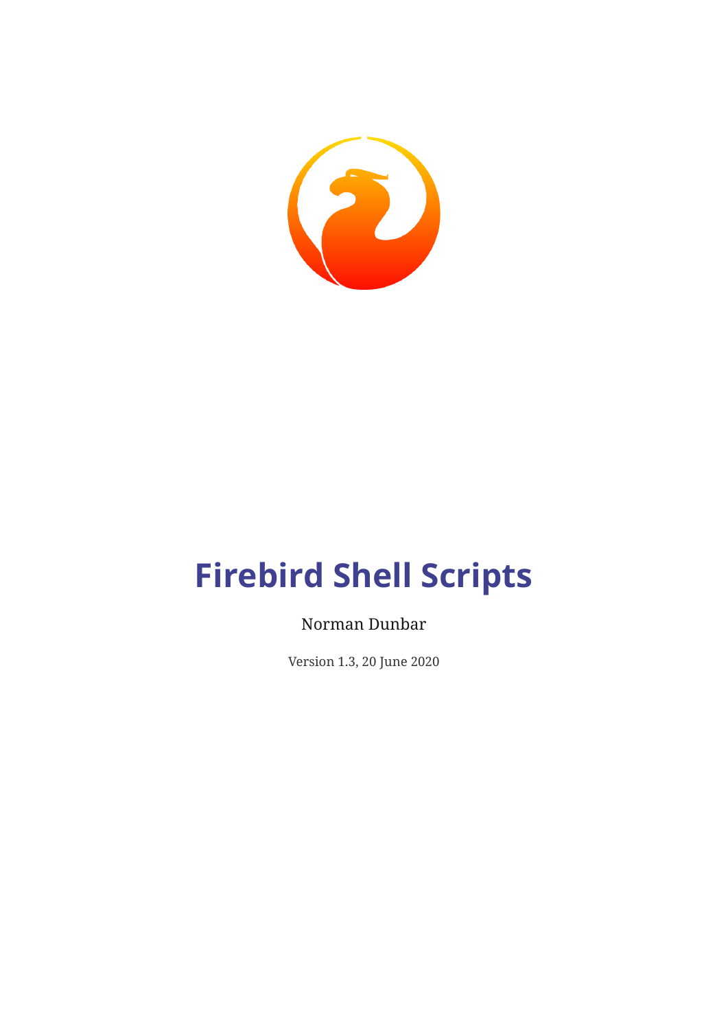# Firebird Shell Scripts

Norman Dunbar

Version 1.3, 20 June 2020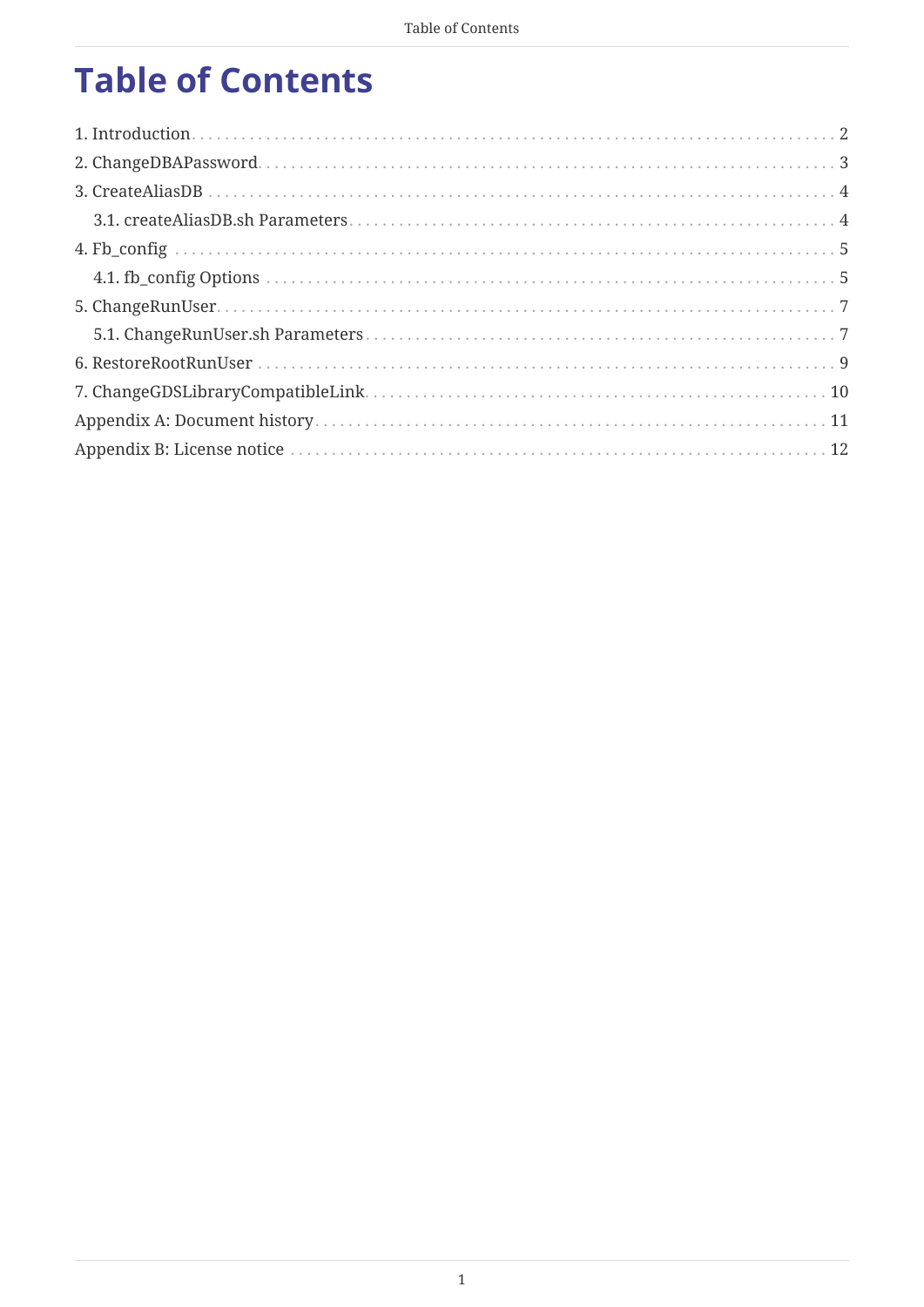# Table of Contents

1. Introduction . . . 2
2. ChangeDBAPassword . . . 3
3. CreateAliasDB . . . 4
   - 3.1. createAliasDB.sh Parameters . . . 4
4. Fb_config . . . 5
   - 4.1. fb_config Options . . . 5
5. ChangeRunUser . . . 7
   - 5.1. ChangeRunUser.sh Parameters . . . 7
6. RestoreRootRunUser . . . 9
7. ChangeGDSLibraryCompatibleLink . . . 10

Appendix A: Document history . . . 11

Appendix B: License notice . . . 12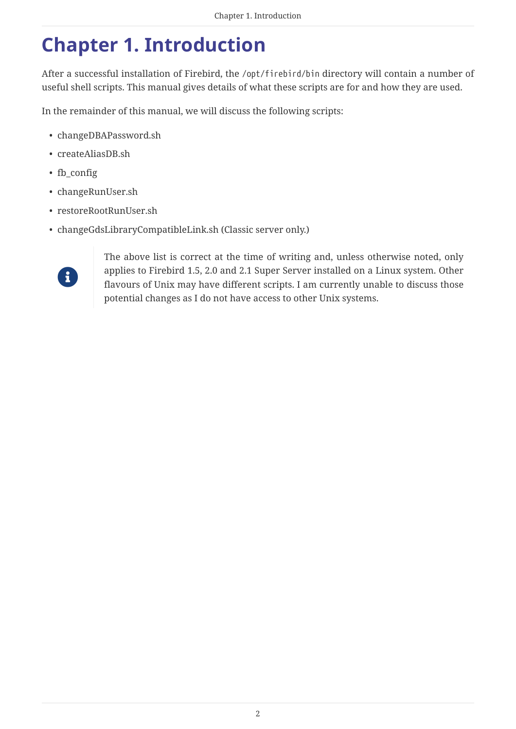# Chapter 1. Introduction

After a successful installation of Firebird, the `/opt/firebird/bin` directory will contain a number of useful shell scripts. This manual gives details of what these scripts are for and how they are used.

In the remainder of this manual, we will discuss the following scripts:

- changeDBAPassword.sh
- createAliasDB.sh
- fb_config
- changeRunUser.sh
- restoreRootRunUser.sh
- changeGdsLibraryCompatibleLink.sh (Classic server only.)

> The above list is correct at the time of writing and, unless otherwise noted, only applies to Firebird 1.5, 2.0 and 2.1 Super Server installed on a Linux system. Other flavours of Unix may have different scripts. I am currently unable to discuss those potential changes as I do not have access to other Unix systems.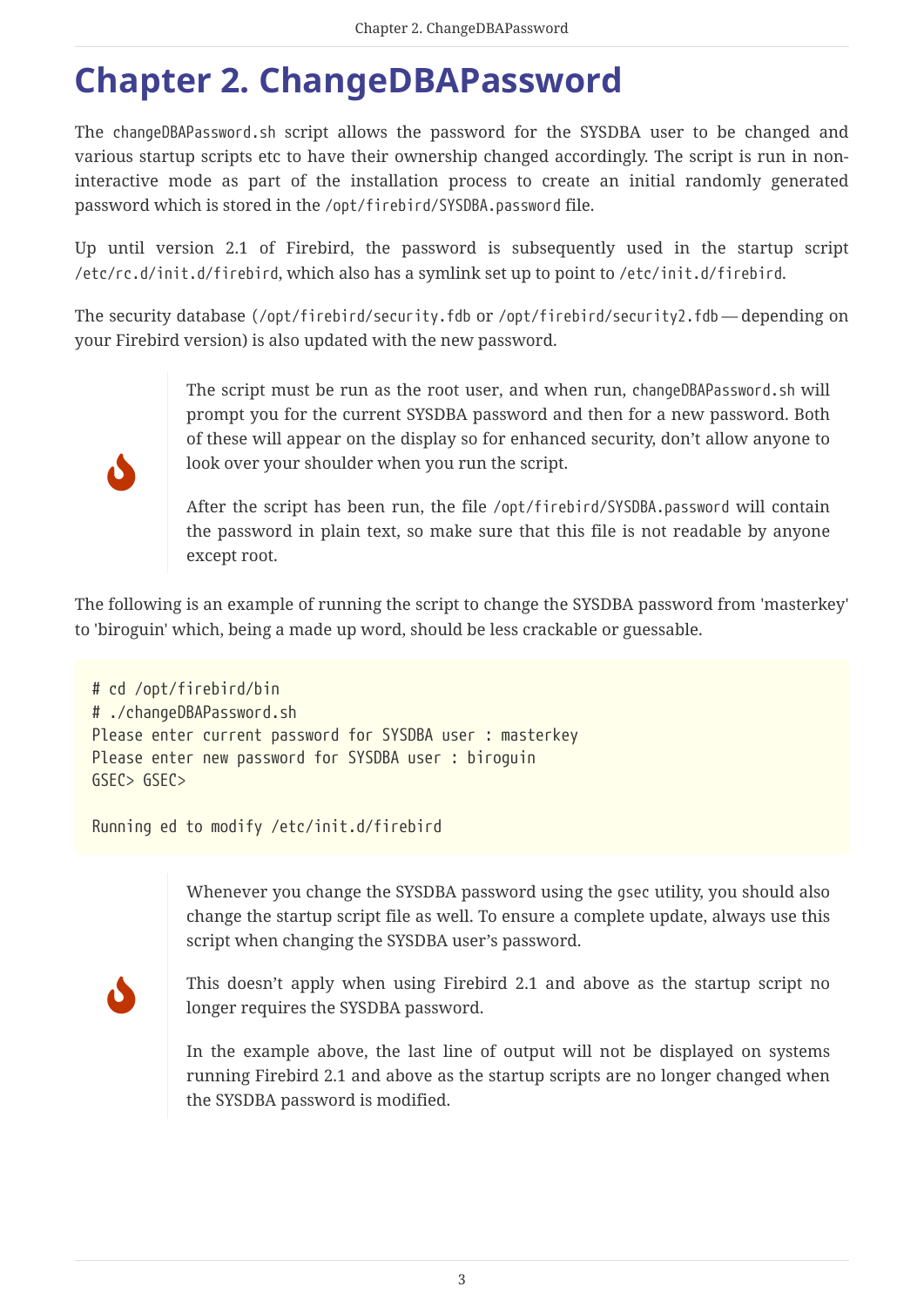# Chapter 2. ChangeDBAPassword

The `changeDBAPassword.sh` script allows the password for the SYSDBA user to be changed and various startup scripts etc to have their ownership changed accordingly. The script is run in non-interactive mode as part of the installation process to create an initial randomly generated password which is stored in the `/opt/firebird/SYSDBA.password` file.

Up until version 2.1 of Firebird, the password is subsequently used in the startup script `/etc/rc.d/init.d/firebird`, which also has a symlink set up to point to `/etc/init.d/firebird`.

The security database (`/opt/firebird/security.fdb` or `/opt/firebird/security2.fdb` — depending on your Firebird version) is also updated with the new password.

> The script must be run as the root user, and when run, `changeDBAPassword.sh` will prompt you for the current SYSDBA password and then for a new password. Both of these will appear on the display so for enhanced security, don't allow anyone to look over your shoulder when you run the script.
>
> After the script has been run, the file `/opt/firebird/SYSDBA.password` will contain the password in plain text, so make sure that this file is not readable by anyone except root.

The following is an example of running the script to change the SYSDBA password from 'masterkey' to 'biroguin' which, being a made up word, should be less crackable or guessable.

```
# cd /opt/firebird/bin
# ./changeDBAPassword.sh
Please enter current password for SYSDBA user : masterkey
Please enter new password for SYSDBA user : biroguin
GSEC> GSEC>

Running ed to modify /etc/init.d/firebird
```

> Whenever you change the SYSDBA password using the `gsec` utility, you should also change the startup script file as well. To ensure a complete update, always use this script when changing the SYSDBA user's password.
>
> This doesn't apply when using Firebird 2.1 and above as the startup script no longer requires the SYSDBA password.
>
> In the example above, the last line of output will not be displayed on systems running Firebird 2.1 and above as the startup scripts are no longer changed when the SYSDBA password is modified.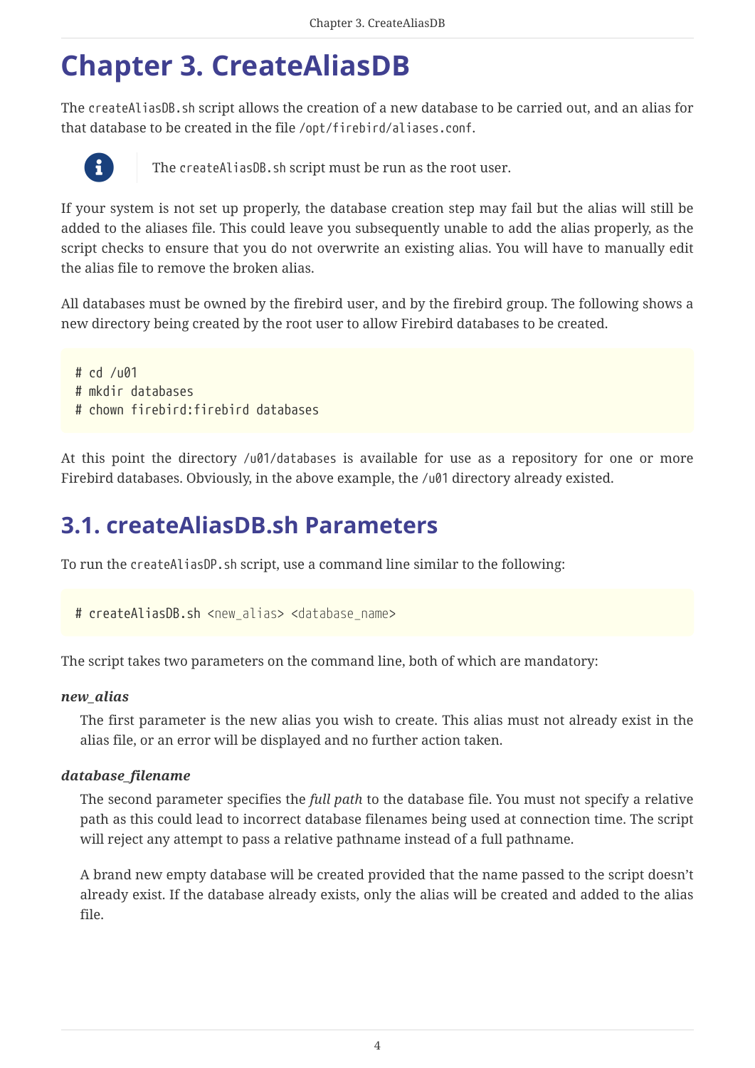# Chapter 3. CreateAliasDB

The `createAliasDB.sh` script allows the creation of a new database to be carried out, and an alias for that database to be created in the file `/opt/firebird/aliases.conf`.

> The `createAliasDB.sh` script must be run as the root user.

If your system is not set up properly, the database creation step may fail but the alias will still be added to the aliases file. This could leave you subsequently unable to add the alias properly, as the script checks to ensure that you do not overwrite an existing alias. You will have to manually edit the alias file to remove the broken alias.

All databases must be owned by the firebird user, and by the firebird group. The following shows a new directory being created by the root user to allow Firebird databases to be created.

```
# cd /u01
# mkdir databases
# chown firebird:firebird databases
```

At this point the directory `/u01/databases` is available for use as a repository for one or more Firebird databases. Obviously, in the above example, the `/u01` directory already existed.

## 3.1. createAliasDB.sh Parameters

To run the `createAliasDP.sh` script, use a command line similar to the following:

```
# createAliasDB.sh <new_alias> <database_name>
```

The script takes two parameters on the command line, both of which are mandatory:

***new_alias***

The first parameter is the new alias you wish to create. This alias must not already exist in the alias file, or an error will be displayed and no further action taken.

***database_filename***

The second parameter specifies the *full path* to the database file. You must not specify a relative path as this could lead to incorrect database filenames being used at connection time. The script will reject any attempt to pass a relative pathname instead of a full pathname.

A brand new empty database will be created provided that the name passed to the script doesn't already exist. If the database already exists, only the alias will be created and added to the alias file.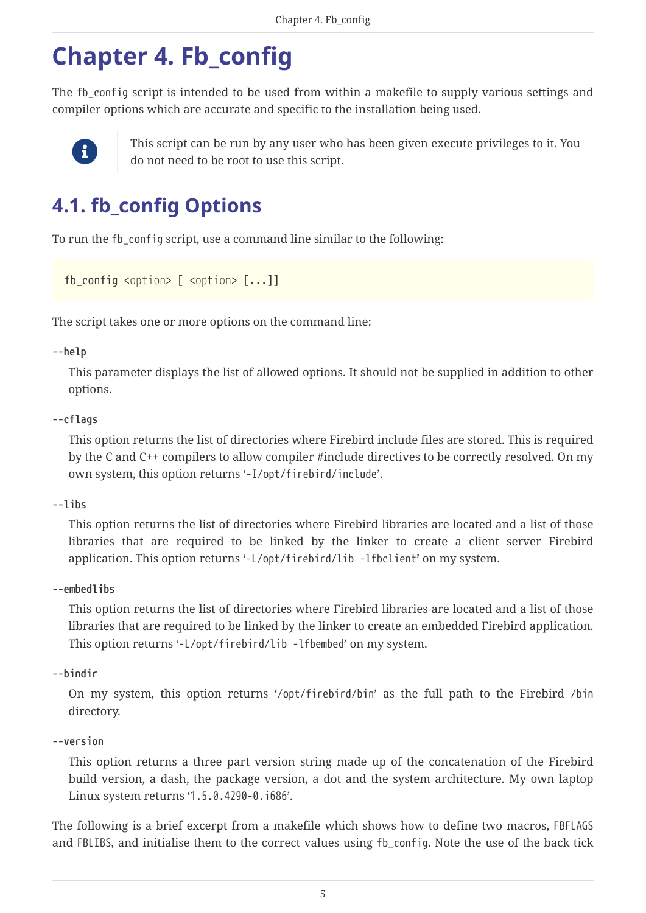# Chapter 4. Fb_config

The `fb_config` script is intended to be used from within a makefile to supply various settings and compiler options which are accurate and specific to the installation being used.

> This script can be run by any user who has been given execute privileges to it. You do not need to be root to use this script.

## 4.1. fb_config Options

To run the `fb_config` script, use a command line similar to the following:

```
fb_config <option> [ <option> [...]]
```

The script takes one or more options on the command line:

**--help**

This parameter displays the list of allowed options. It should not be supplied in addition to other options.

**--cflags**

This option returns the list of directories where Firebird include files are stored. This is required by the C and C++ compilers to allow compiler #include directives to be correctly resolved. On my own system, this option returns '`-I/opt/firebird/include`'.

**--libs**

This option returns the list of directories where Firebird libraries are located and a list of those libraries that are required to be linked by the linker to create a client server Firebird application. This option returns '`-L/opt/firebird/lib -lfbclient`' on my system.

**--embedlibs**

This option returns the list of directories where Firebird libraries are located and a list of those libraries that are required to be linked by the linker to create an embedded Firebird application. This option returns '`-L/opt/firebird/lib -lfbembed`' on my system.

**--bindir**

On my system, this option returns '`/opt/firebird/bin`' as the full path to the Firebird `/bin` directory.

**--version**

This option returns a three part version string made up of the concatenation of the Firebird build version, a dash, the package version, a dot and the system architecture. My own laptop Linux system returns '`1.5.0.4290-0.i686`'.

The following is a brief excerpt from a makefile which shows how to define two macros, `FBFLAGS` and `FBLIBS`, and initialise them to the correct values using `fb_config`. Note the use of the back tick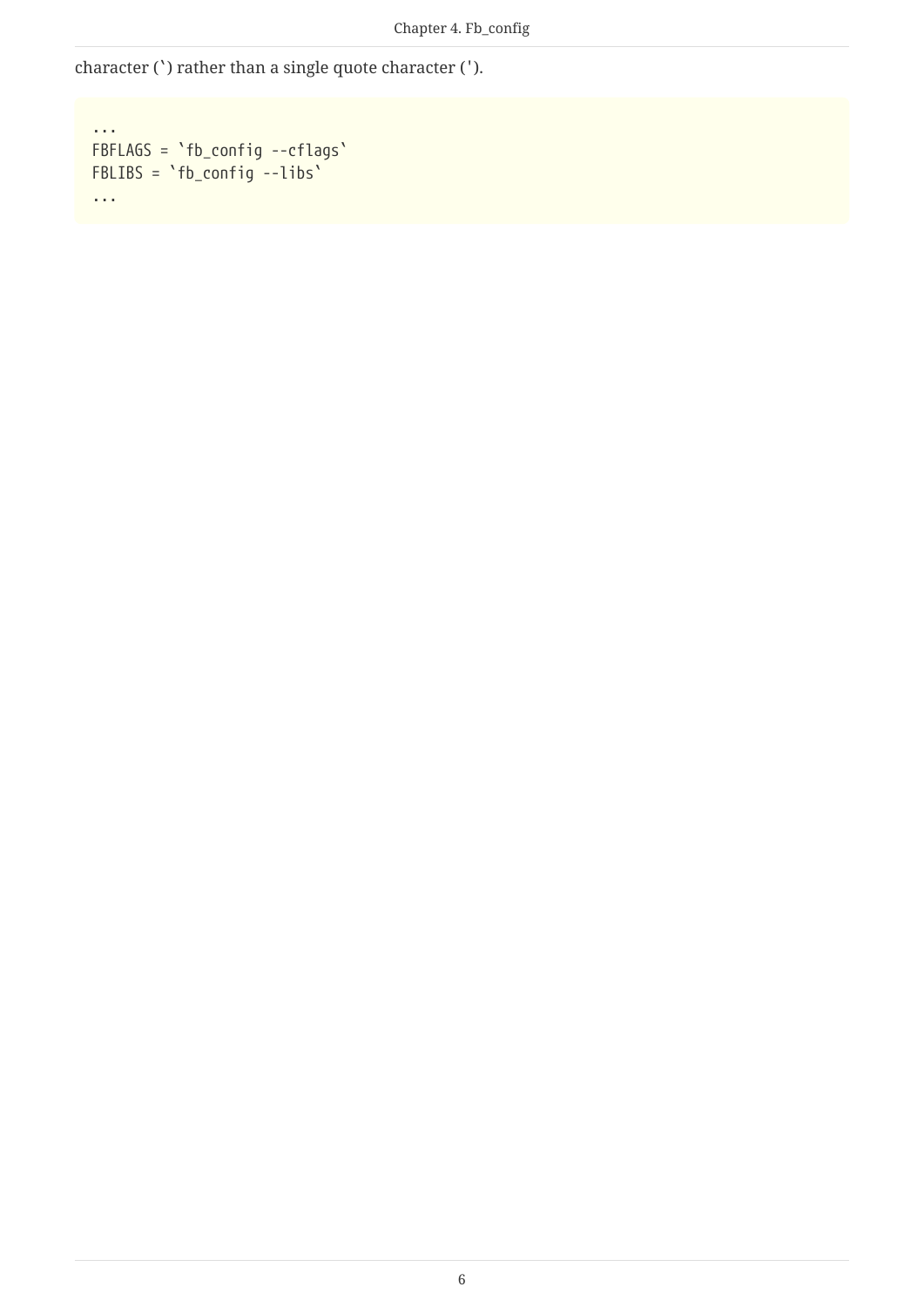character (`) rather than a single quote character (').

```
...
FBFLAGS = `fb_config --cflags`
FBLIBS = `fb_config --libs`
...
```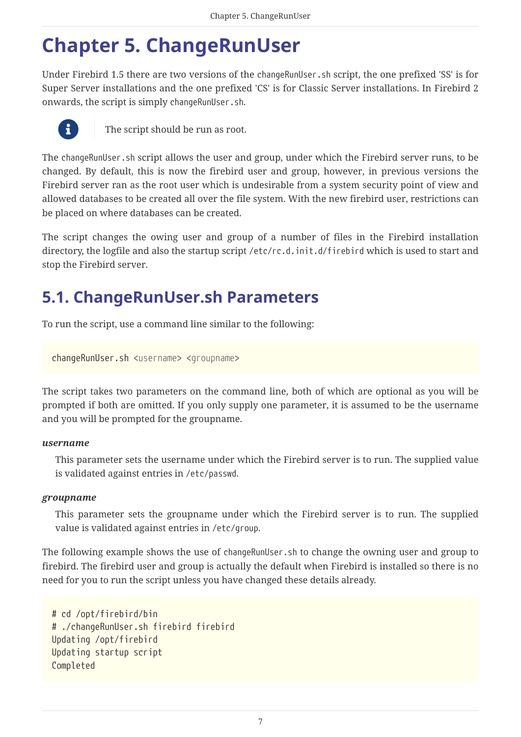# Chapter 5. ChangeRunUser

Under Firebird 1.5 there are two versions of the `changeRunUser.sh` script, the one prefixed 'SS' is for Super Server installations and the one prefixed 'CS' is for Classic Server installations. In Firebird 2 onwards, the script is simply `changeRunUser.sh`.

> The script should be run as root.

The `changeRunUser.sh` script allows the user and group, under which the Firebird server runs, to be changed. By default, this is now the firebird user and group, however, in previous versions the Firebird server ran as the root user which is undesirable from a system security point of view and allowed databases to be created all over the file system. With the new firebird user, restrictions can be placed on where databases can be created.

The script changes the owing user and group of a number of files in the Firebird installation directory, the logfile and also the startup script `/etc/rc.d.init.d/firebird` which is used to start and stop the Firebird server.

## 5.1. ChangeRunUser.sh Parameters

To run the script, use a command line similar to the following:

```
changeRunUser.sh <username> <groupname>
```

The script takes two parameters on the command line, both of which are optional as you will be prompted if both are omitted. If you only supply one parameter, it is assumed to be the username and you will be prompted for the groupname.

***username***

This parameter sets the username under which the Firebird server is to run. The supplied value is validated against entries in `/etc/passwd`.

***groupname***

This parameter sets the groupname under which the Firebird server is to run. The supplied value is validated against entries in `/etc/group`.

The following example shows the use of `changeRunUser.sh` to change the owning user and group to firebird. The firebird user and group is actually the default when Firebird is installed so there is no need for you to run the script unless you have changed these details already.

```
# cd /opt/firebird/bin
# ./changeRunUser.sh firebird firebird
Updating /opt/firebird
Updating startup script
Completed
```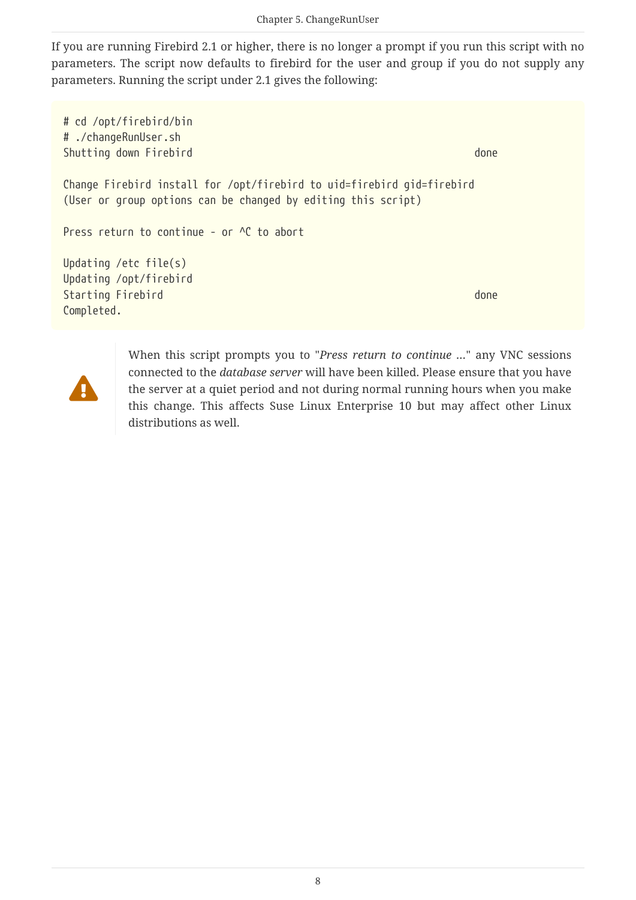If you are running Firebird 2.1 or higher, there is no longer a prompt if you run this script with no parameters. The script now defaults to firebird for the user and group if you do not supply any parameters. Running the script under 2.1 gives the following:

```
# cd /opt/firebird/bin
# ./changeRunUser.sh
Shutting down Firebird                                                          done

Change Firebird install for /opt/firebird to uid=firebird gid=firebird
(User or group options can be changed by editing this script)

Press return to continue - or ^C to abort

Updating /etc file(s)
Updating /opt/firebird
Starting Firebird                                                               done
Completed.
```

> **Warning**
>
> When this script prompts you to "*Press return to continue ...*" any VNC sessions connected to the *database server* will have been killed. Please ensure that you have the server at a quiet period and not during normal running hours when you make this change. This affects Suse Linux Enterprise 10 but may affect other Linux distributions as well.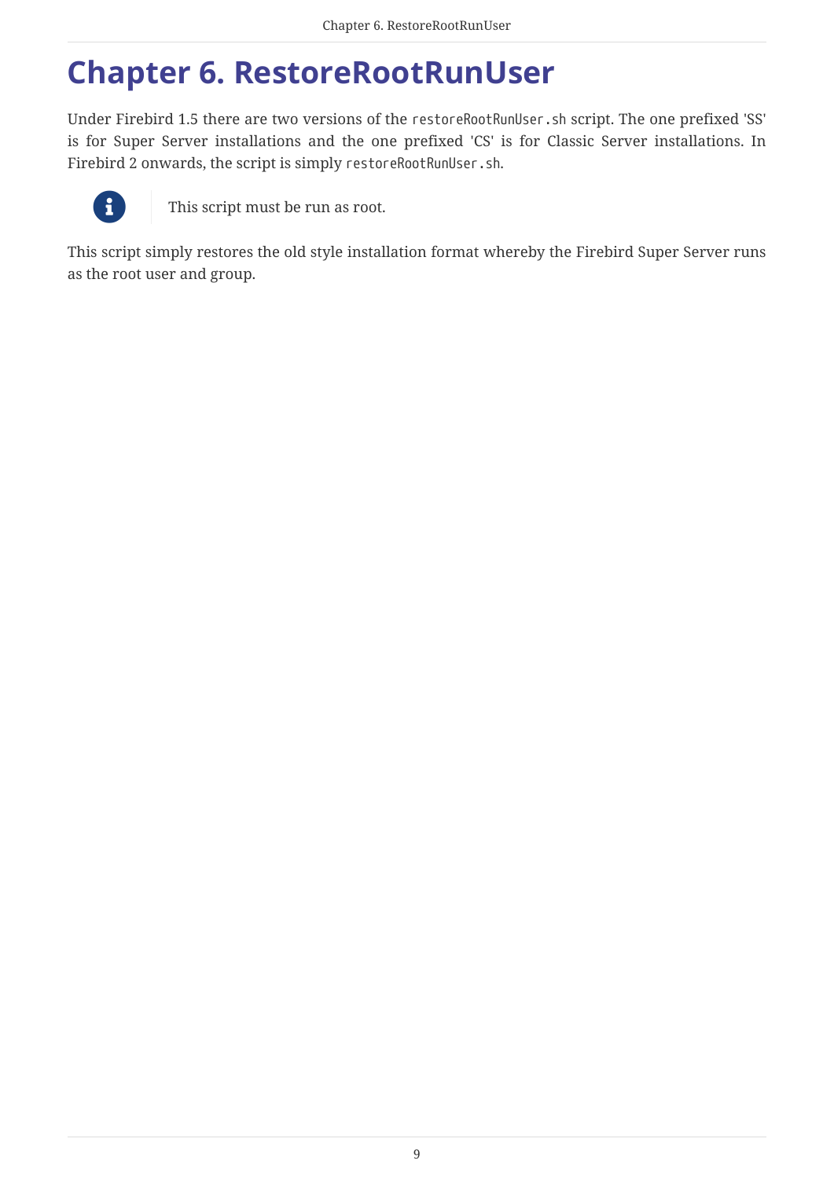# Chapter 6. RestoreRootRunUser

Under Firebird 1.5 there are two versions of the `restoreRootRunUser.sh` script. The one prefixed 'SS' is for Super Server installations and the one prefixed 'CS' is for Classic Server installations. In Firebird 2 onwards, the script is simply `restoreRootRunUser.sh`.

> This script must be run as root.

This script simply restores the old style installation format whereby the Firebird Super Server runs as the root user and group.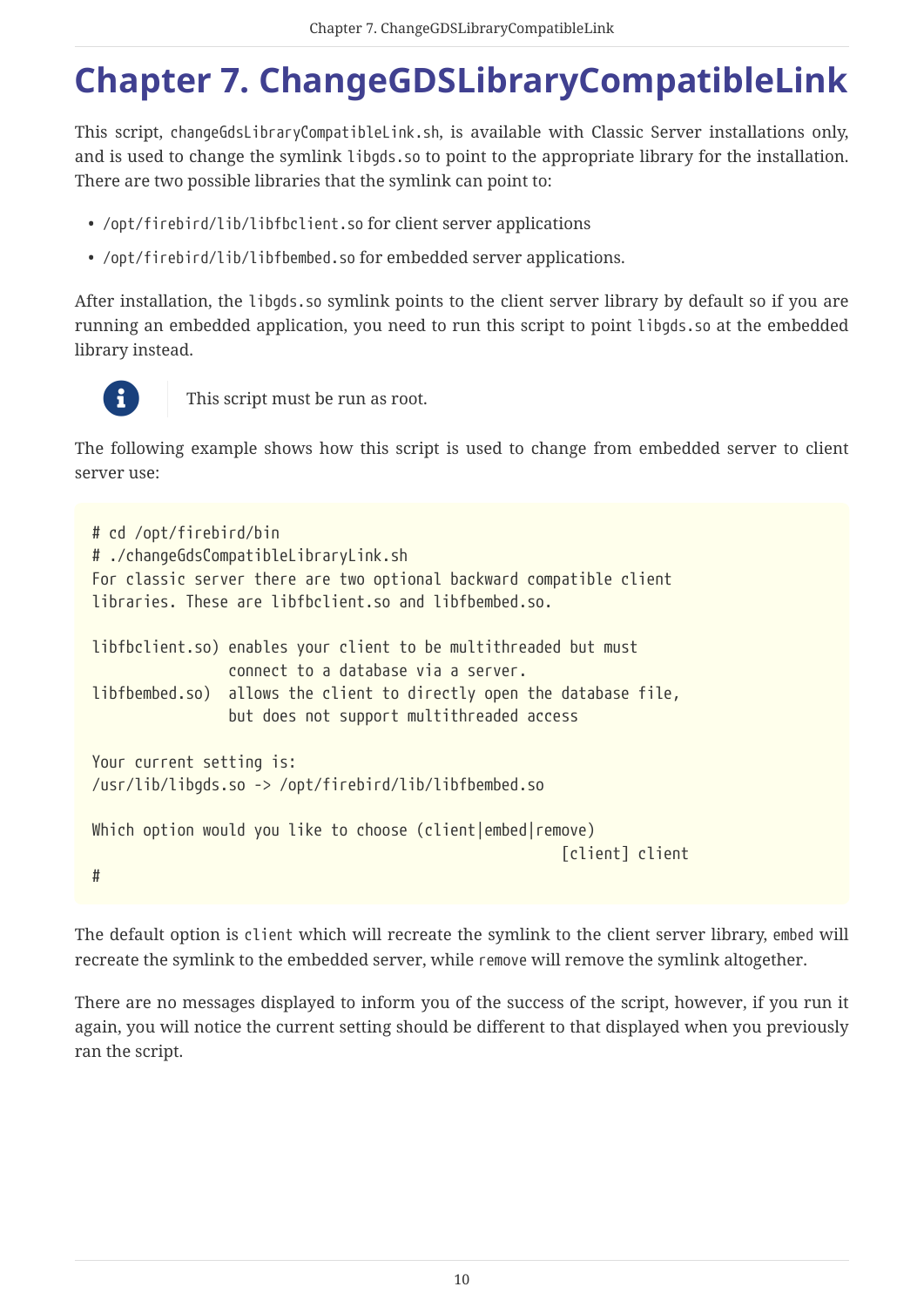# Chapter 7. ChangeGDSLibraryCompatibleLink

This script, `changeGdsLibraryCompatibleLink.sh`, is available with Classic Server installations only, and is used to change the symlink `libgds.so` to point to the appropriate library for the installation. There are two possible libraries that the symlink can point to:

- `/opt/firebird/lib/libfbclient.so` for client server applications
- `/opt/firebird/lib/libfbembed.so` for embedded server applications.

After installation, the `libgds.so` symlink points to the client server library by default so if you are running an embedded application, you need to run this script to point `libgds.so` at the embedded library instead.

> This script must be run as root.

The following example shows how this script is used to change from embedded server to client server use:

```
# cd /opt/firebird/bin
# ./changeGdsCompatibleLibraryLink.sh
For classic server there are two optional backward compatible client
libraries. These are libfbclient.so and libfbembed.so.

libfbclient.so) enables your client to be multithreaded but must
                connect to a database via a server.
libfbembed.so)  allows the client to directly open the database file,
                but does not support multithreaded access

Your current setting is:
/usr/lib/libgds.so -> /opt/firebird/lib/libfbembed.so

Which option would you like to choose (client|embed|remove)
                                                        [client] client
#
```

The default option is `client` which will recreate the symlink to the client server library, `embed` will recreate the symlink to the embedded server, while `remove` will remove the symlink altogether.

There are no messages displayed to inform you of the success of the script, however, if you run it again, you will notice the current setting should be different to that displayed when you previously ran the script.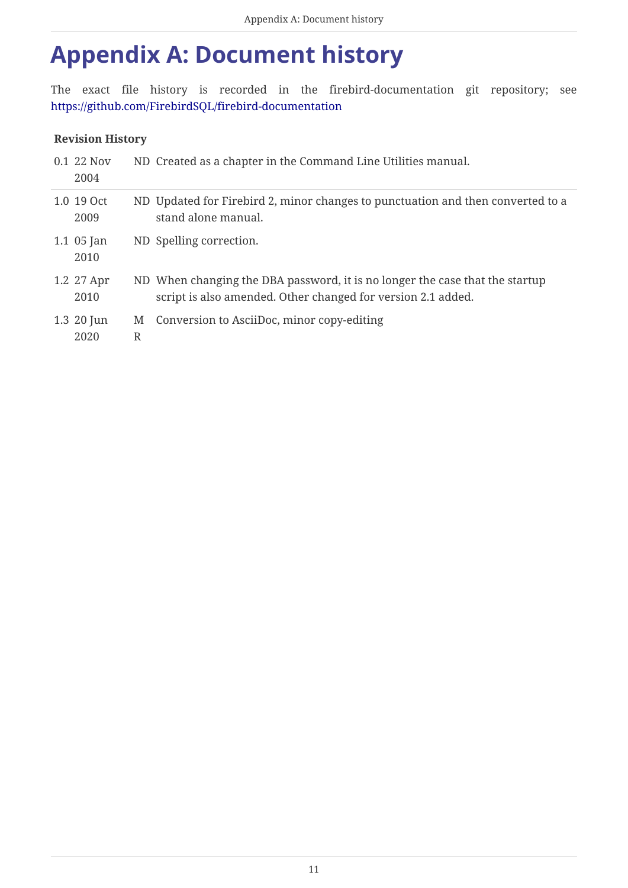# Appendix A: Document history

The exact file history is recorded in the firebird-documentation git repository; see https://github.com/FirebirdSQL/firebird-documentation

**Revision History**

| | | | |
|---|---|---|---|
| 0.1 | 22 Nov 2004 | ND | Created as a chapter in the Command Line Utilities manual. |
| 1.0 | 19 Oct 2009 | ND | Updated for Firebird 2, minor changes to punctuation and then converted to a stand alone manual. |
| 1.1 | 05 Jan 2010 | ND | Spelling correction. |
| 1.2 | 27 Apr 2010 | ND | When changing the DBA password, it is no longer the case that the startup script is also amended. Other changed for version 2.1 added. |
| 1.3 | 20 Jun 2020 | MR | Conversion to AsciiDoc, minor copy-editing |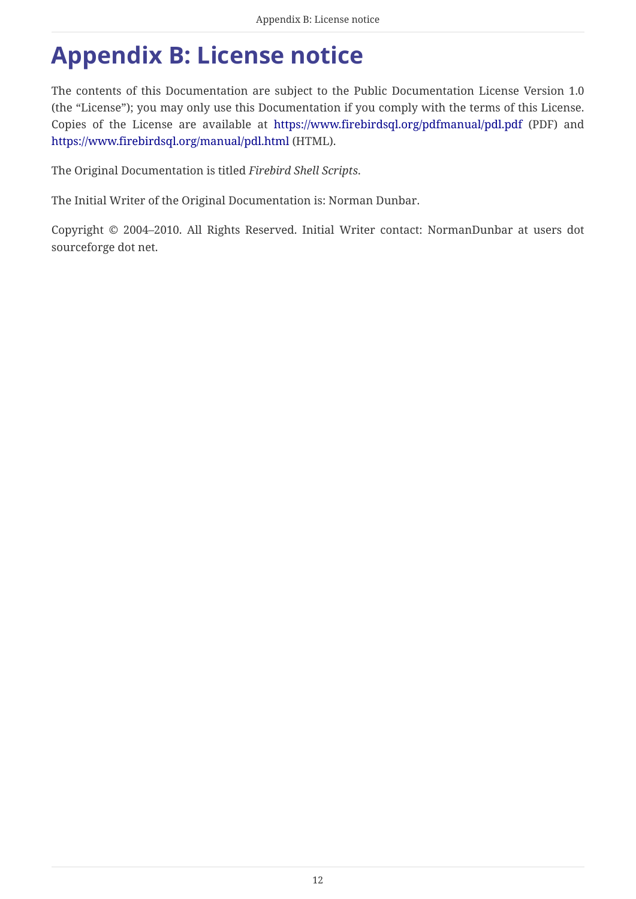# Appendix B: License notice

The contents of this Documentation are subject to the Public Documentation License Version 1.0 (the “License”); you may only use this Documentation if you comply with the terms of this License. Copies of the License are available at https://www.firebirdsql.org/pdfmanual/pdl.pdf (PDF) and https://www.firebirdsql.org/manual/pdl.html (HTML).

The Original Documentation is titled *Firebird Shell Scripts*.

The Initial Writer of the Original Documentation is: Norman Dunbar.

Copyright © 2004–2010. All Rights Reserved. Initial Writer contact: NormanDunbar at users dot sourceforge dot net.